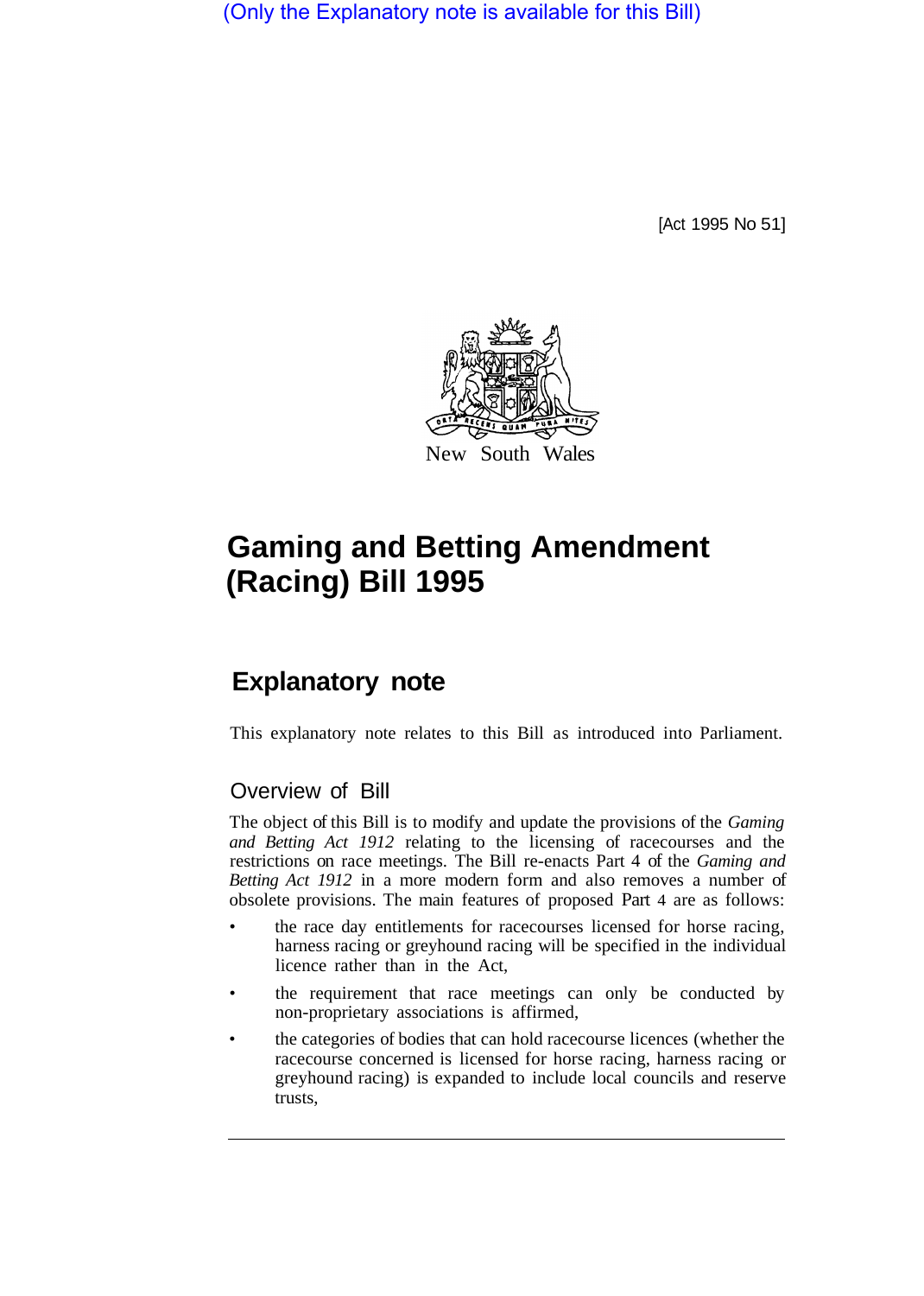(Only the Explanatory note is available for this Bill)

[Act 1995 No 51]

New South Wales

# Gaming and Betting Amendment (Racing) Bill 1995

## Explanatory note

This explanatory note relates to this Bill as introduced into Parliament.

### Overview of Bill

The object of this Bill is to modify and update the provisions of the *Gaming and Betting Act 1912* relating to the licensing of racecourses and the restrictions on race meetings. The Bill re-enacts Part 4 of the *Gaming and Betting Act 1912* in a more modern form and also removes a number of obsolete provisions. The main features of proposed Part 4 are as follows:

- the race day entitlements for racecourses licensed for horse racing, harness racing or greyhound racing will be specified in the individual licence rather than in the Act,
- the requirement that race meetings can only be conducted by non-proprietary associations is affirmed,
- the categories of bodies that can hold racecourse licences (whether the racecourse concerned is licensed for horse racing, harness racing or greyhound racing) is expanded to include local councils and reserve trusts,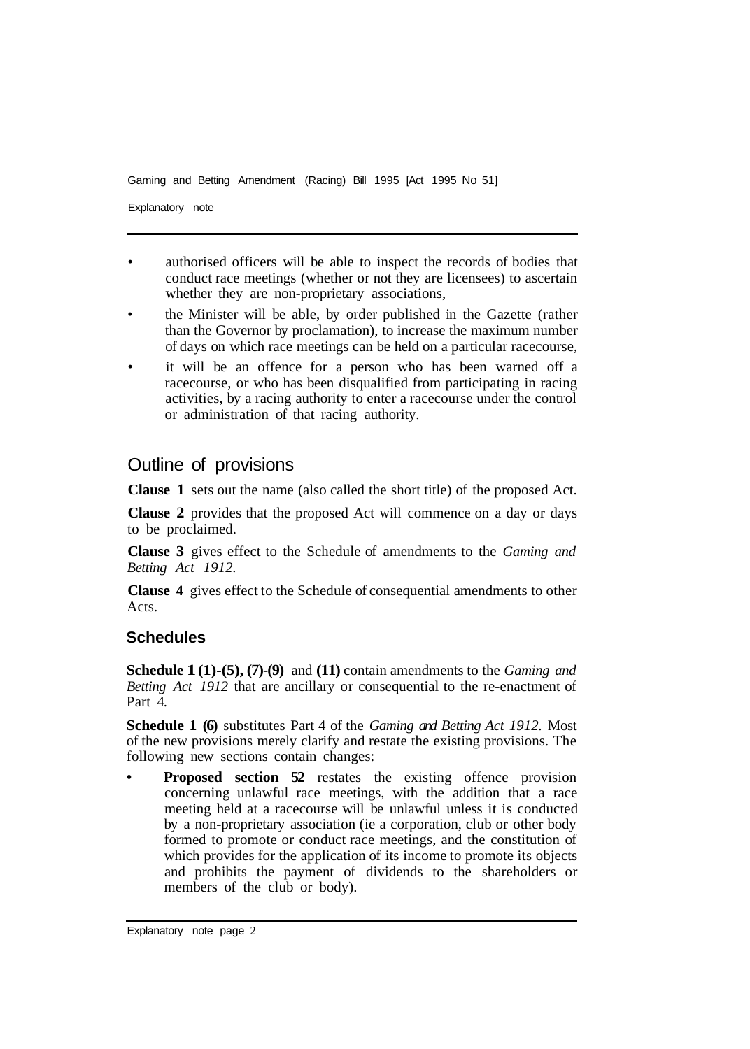- authorised officers will be able to inspect the records of bodies that conduct race meetings (whether or not they are licensees) to ascertain whether they are non-proprietary associations,
- the Minister will be able, by order published in the Gazette (rather than the Governor by proclamation), to increase the maximum number of days on which race meetings can be held on a particular racecourse,
- it will be an offence for a person who has been warned off a racecourse, or who has been disqualified from participating in racing activities, by a racing authority to enter a racecourse under the control or administration of that racing authority.

## Outline of provisions

**Clause 1** sets out the name (also called the short title) of the proposed Act.

**Clause 2** provides that the proposed Act will commence on a day or days to be proclaimed.

**Clause 3** gives effect to the Schedule of amendments to the *Gaming and Betting Act 1912*.

**Clause 4** gives effect to the Schedule of consequential amendments to other Acts.

### Schedules

**Schedule 1 (1)-(5), (7)-(9)** and **(11)** contain amendments to the *Gaming and Betting Act 1912* that are ancillary or consequential to the re-enactment of Part 4.

**Schedule 1 (6)** substitutes Part 4 of the *Gaming and Betting Act 1912*. Most of the new provisions merely clarify and restate the existing provisions. The following new sections contain changes:

- **Proposed section 52** restates the existing offence provision concerning unlawful race meetings, with the addition that a race meeting held at a racecourse will be unlawful unless it is conducted by a non-proprietary association (ie a corporation, club or other body formed to promote or conduct race meetings, and the constitution of which provides for the application of its income to promote its objects and prohibits the payment of dividends to the shareholders or members of the club or body).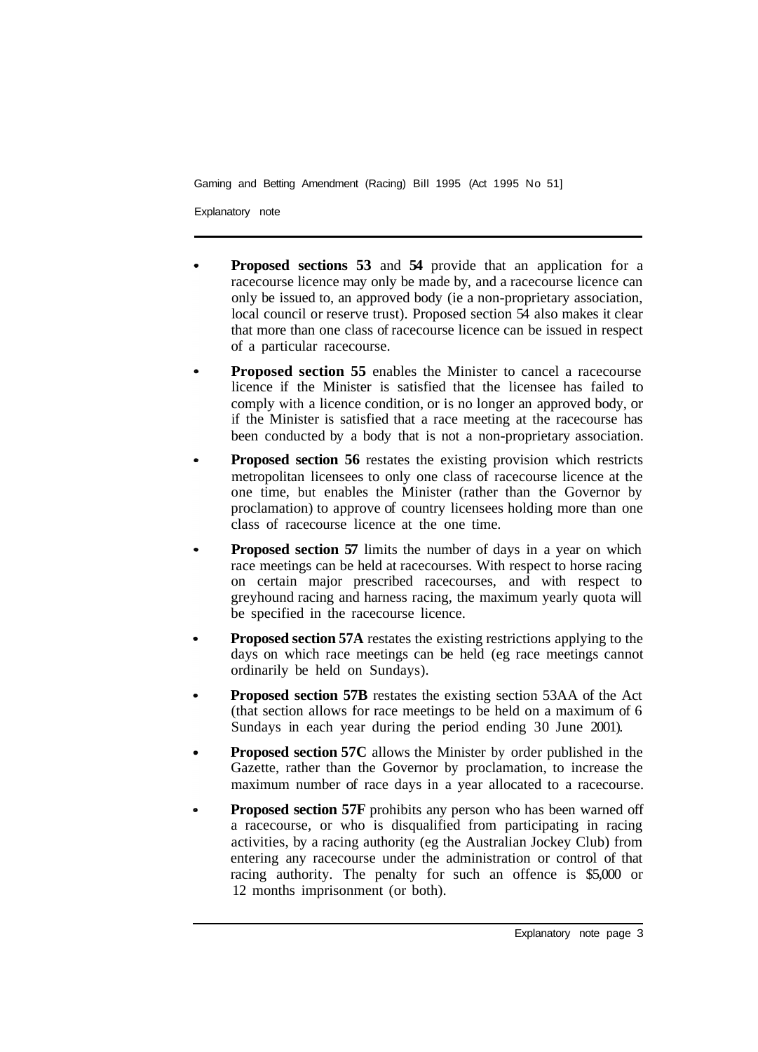- **Proposed sections 53** and **54** provide that an application for a racecourse licence may only be made by, and a racecourse licence can only be issued to, an approved body (ie a non-proprietary association, local council or reserve trust). Proposed section 54 also makes it clear that more than one class of racecourse licence can be issued in respect of a particular racecourse.
- **Proposed section 55** enables the Minister to cancel a racecourse licence if the Minister is satisfied that the licensee has failed to comply with a licence condition, or is no longer an approved body, or if the Minister is satisfied that a race meeting at the racecourse has been conducted by a body that is not a non-proprietary association.
- **Proposed section 56** restates the existing provision which restricts metropolitan licensees to only one class of racecourse licence at the one time, but enables the Minister (rather than the Governor by proclamation) to approve of country licensees holding more than one class of racecourse licence at the one time.
- **Proposed section 57** limits the number of days in a year on which race meetings can be held at racecourses. With respect to horse racing on certain major prescribed racecourses, and with respect to greyhound racing and harness racing, the maximum yearly quota will be specified in the racecourse licence.
- **Proposed section 57A** restates the existing restrictions applying to the days on which race meetings can be held (eg race meetings cannot ordinarily be held on Sundays).
- **Proposed section 57B** restates the existing section 53AA of the Act (that section allows for race meetings to be held on a maximum of 6 Sundays in each year during the period ending 30 June 2001).
- **Proposed section 57C** allows the Minister by order published in the Gazette, rather than the Governor by proclamation, to increase the maximum number of race days in a year allocated to a racecourse.
- **Proposed section 57F** prohibits any person who has been warned off a racecourse, or who is disqualified from participating in racing activities, by a racing authority (eg the Australian Jockey Club) from entering any racecourse under the administration or control of that racing authority. The penalty for such an offence is $5,000 or 12 months imprisonment (or both).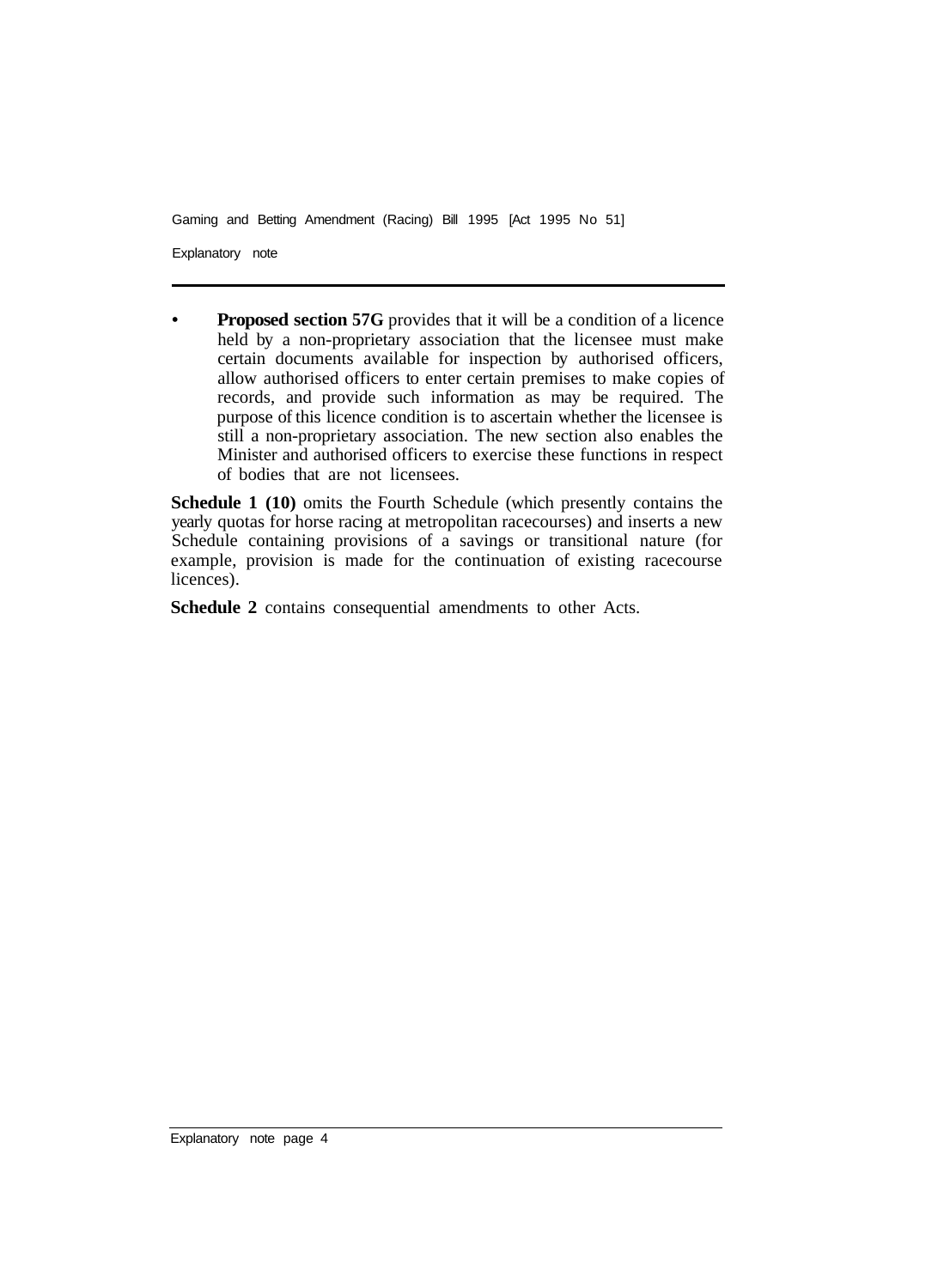- **Proposed section 57G** provides that it will be a condition of a licence held by a non-proprietary association that the licensee must make certain documents available for inspection by authorised officers, allow authorised officers to enter certain premises to make copies of records, and provide such information as may be required. The purpose of this licence condition is to ascertain whether the licensee is still a non-proprietary association. The new section also enables the Minister and authorised officers to exercise these functions in respect of bodies that are not licensees.

**Schedule 1 (10)** omits the Fourth Schedule (which presently contains the yearly quotas for horse racing at metropolitan racecourses) and inserts a new Schedule containing provisions of a savings or transitional nature (for example, provision is made for the continuation of existing racecourse licences).

**Schedule 2** contains consequential amendments to other Acts.